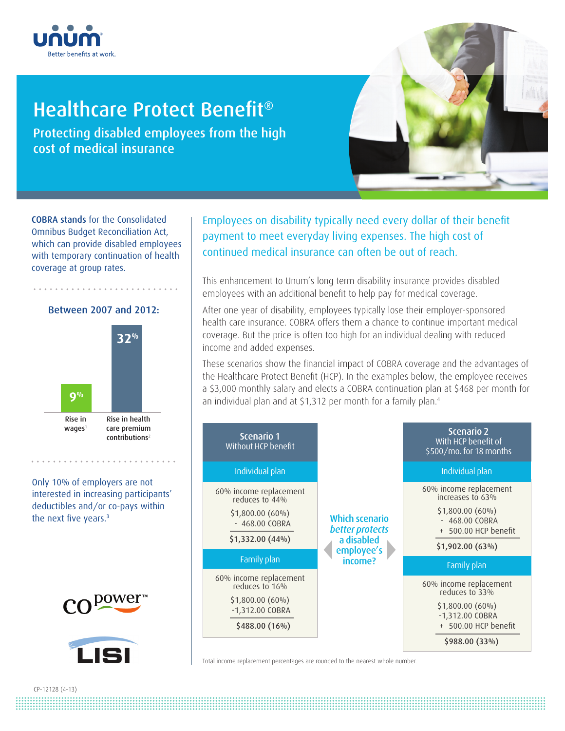# Healthcare Protect Benefit®

## Protecting disabled employees from the high cost of medical insurance

**COBRA stands** for the Consolidated Omnibus Budget Reconciliation Act, which can provide disabled employees with temporary continuation of health coverage at group rates.

### Between 2007 and 2012:

- 9% — Rise in wages[1]
- 32% — Rise in health care premium contributions[2]

Only 10% of employers are not interested in increasing participants' deductibles and/or co-pays within the next five years.[3]

Employees on disability typically need every dollar of their benefit payment to meet everyday living expenses. The high cost of continued medical insurance can often be out of reach.

This enhancement to Unum's long term disability insurance provides disabled employees with an additional benefit to help pay for medical coverage.

After one year of disability, employees typically lose their employer-sponsored health care insurance. COBRA offers them a chance to continue important medical coverage. But the price is often too high for an individual dealing with reduced income and added expenses.

These scenarios show the financial impact of COBRA coverage and the advantages of the Healthcare Protect Benefit (HCP). In the examples below, the employee receives a $3,000 monthly salary and elects a COBRA continuation plan at $468 per month for an individual plan and at $1,312 per month for a family plan.[4]

**Which scenario *better protects* a disabled employee's income?**

| | Scenario 1 Without HCP benefit | Scenario 2 With HCP benefit of $500/mo. for 18 months |
|---|---|---|
| **Individual plan** | 60% income replacement reduces to 44% | 60% income replacement increases to 63% |
| | $1,800.00 (60%) | $1,800.00 (60%) |
| | - 468.00 COBRA | - 468.00 COBRA |
| | | + 500.00 HCP benefit |
| | **$1,332.00 (44%)** | **$1,902.00 (63%)** |
| **Family plan** | 60% income replacement reduces to 16% | 60% income replacement reduces to 33% |
| | $1,800.00 (60%) | $1,800.00 (60%) |
| | -1,312.00 COBRA | -1,312.00 COBRA |
| | | + 500.00 HCP benefit |
| | **$488.00 (16%)** | **$988.00 (33%)** |

Total income replacement percentages are rounded to the nearest whole number.

CP-12128 (4-13)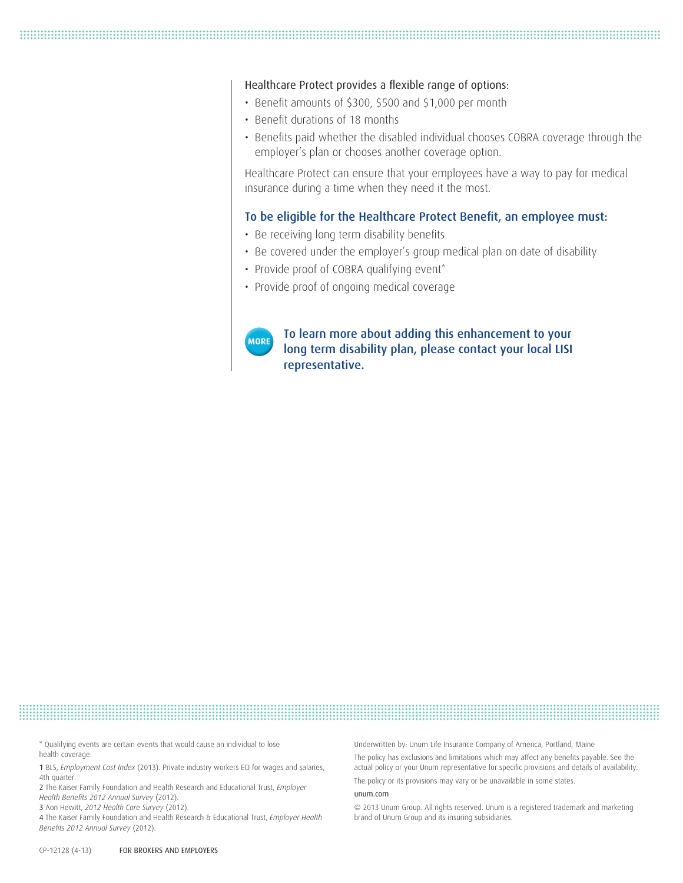Healthcare Protect provides a flexible range of options:

- Benefit amounts of $300, $500 and $1,000 per month
- Benefit durations of 18 months
- Benefits paid whether the disabled individual chooses COBRA coverage through the employer's plan or chooses another coverage option.

Healthcare Protect can ensure that your employees have a way to pay for medical insurance during a time when they need it the most.

### To be eligible for the Healthcare Protect Benefit, an employee must:

- Be receiving long term disability benefits
- Be covered under the employer's group medical plan on date of disability
- Provide proof of COBRA qualifying event*
- Provide proof of ongoing medical coverage

MORE

**To learn more about adding this enhancement to your long term disability plan, please contact your local LISI representative.**

* Qualifying events are certain events that would cause an individual to lose health coverage.

1 BLS, *Employment Cost Index* (2013). Private industry workers ECI for wages and salaries, 4th quarter.

2 The Kaiser Family Foundation and Health Research and Educational Trust, *Employer Health Benefits 2012 Annual Survey* (2012).

3 Aon Hewitt, *2012 Health Care Survey* (2012).

4 The Kaiser Family Foundation and Health Research & Educational Trust, *Employer Health Benefits 2012 Annual Survey* (2012).

Underwritten by: Unum Life Insurance Company of America, Portland, Maine

The policy has exclusions and limitations which may affect any benefits payable. See the actual policy or your Unum representative for specific provisions and details of availability.

The policy or its provisions may vary or be unavailable in some states.

unum.com

© 2013 Unum Group. All rights reserved. Unum is a registered trademark and marketing brand of Unum Group and its insuring subsidiaries.

CP-12128 (4-13) FOR BROKERS AND EMPLOYERS